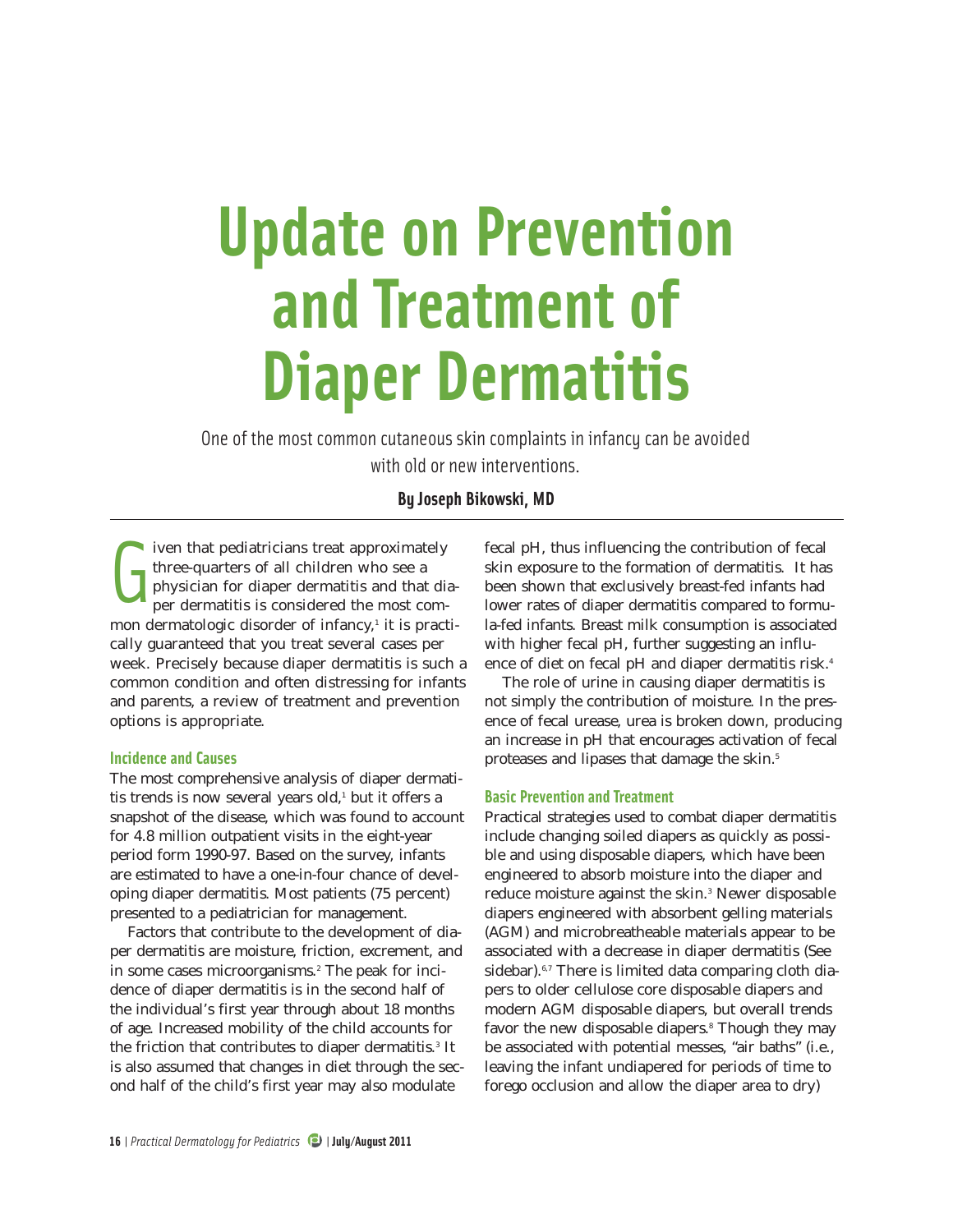# Update on Prevention and Treatment of Diaper Dermatitis

One of the most common cutaneous skin complaints in infancy can be avoided with old or new interventions.

**By Joseph Bikowski, MD**

Given that pediatricians treat approximately three-quarters of all children who see a physician for diaper dermatitis and that diaper dermatitis is considered the most common dermatologic disorder of infancy,[1] it is practically guaranteed that you treat several cases per week. Precisely because diaper dermatitis is such a common condition and often distressing for infants and parents, a review of treatment and prevention options is appropriate.

## Incidence and Causes

The most comprehensive analysis of diaper dermatitis trends is now several years old,[1] but it offers a snapshot of the disease, which was found to account for 4.8 million outpatient visits in the eight-year period form 1990-97. Based on the survey, infants are estimated to have a one-in-four chance of developing diaper dermatitis. Most patients (75 percent) presented to a pediatrician for management.

Factors that contribute to the development of diaper dermatitis are moisture, friction, excrement, and in some cases microorganisms.[2] The peak for incidence of diaper dermatitis is in the second half of the individual's first year through about 18 months of age. Increased mobility of the child accounts for the friction that contributes to diaper dermatitis.[3] It is also assumed that changes in diet through the second half of the child's first year may also modulate fecal pH, thus influencing the contribution of fecal skin exposure to the formation of dermatitis. It has been shown that exclusively breast-fed infants had lower rates of diaper dermatitis compared to formula-fed infants. Breast milk consumption is associated with higher fecal pH, further suggesting an influence of diet on fecal pH and diaper dermatitis risk.[4]

The role of urine in causing diaper dermatitis is not simply the contribution of moisture. In the presence of fecal urease, urea is broken down, producing an increase in pH that encourages activation of fecal proteases and lipases that damage the skin.[5]

## Basic Prevention and Treatment

Practical strategies used to combat diaper dermatitis include changing soiled diapers as quickly as possible and using disposable diapers, which have been engineered to absorb moisture into the diaper and reduce moisture against the skin.[3] Newer disposable diapers engineered with absorbent gelling materials (AGM) and microbreatheable materials appear to be associated with a decrease in diaper dermatitis (See sidebar).[6,7] There is limited data comparing cloth diapers to older cellulose core disposable diapers and modern AGM disposable diapers, but overall trends favor the new disposable diapers.[8] Though they may be associated with potential messes, "air baths" (i.e., leaving the infant undiapered for periods of time to forego occlusion and allow the diaper area to dry)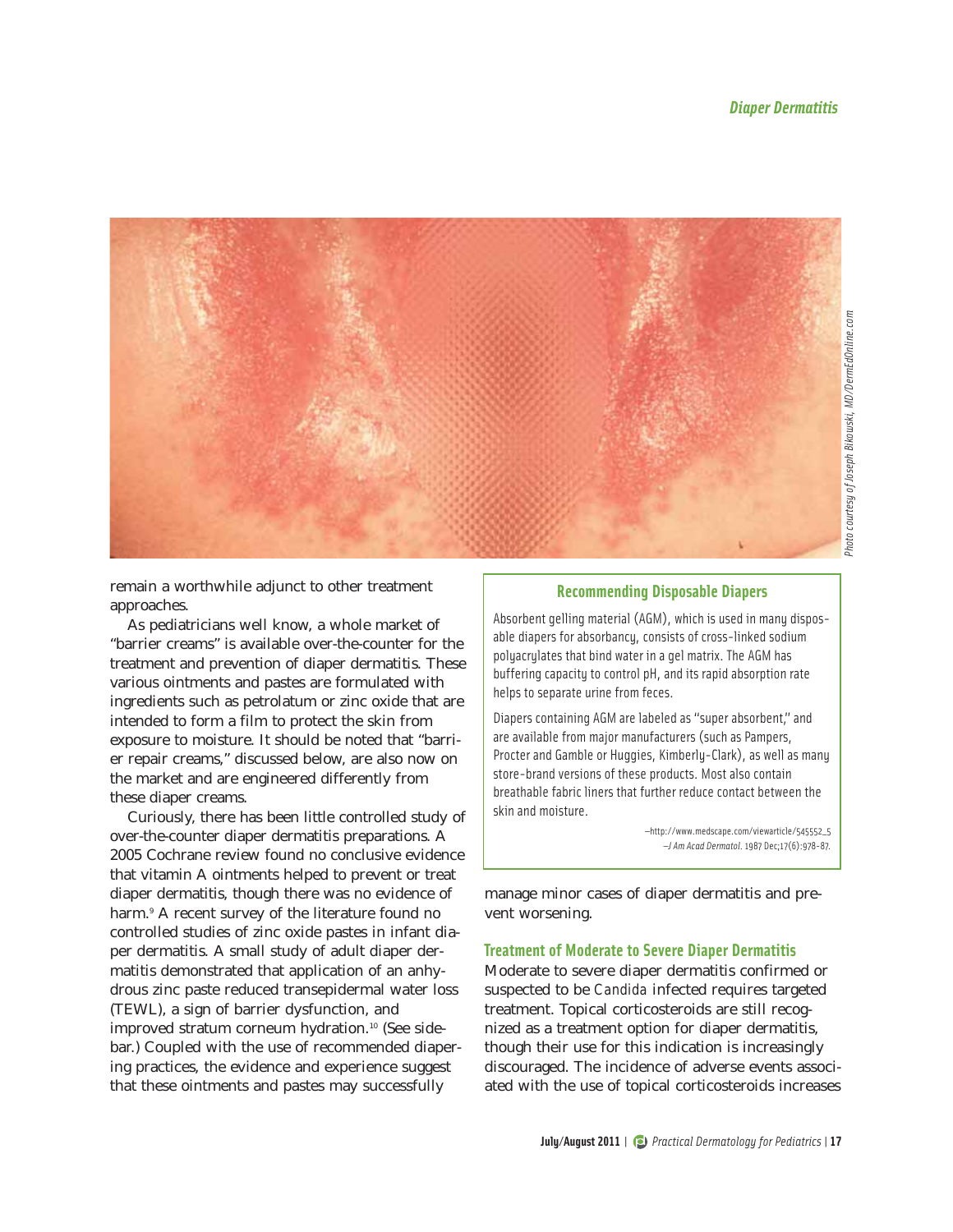Photo courtesy of Joseph Bikowski, MD/DermEdOnline.com

remain a worthwhile adjunct to other treatment approaches.

As pediatricians well know, a whole market of "barrier creams" is available over-the-counter for the treatment and prevention of diaper dermatitis. These various ointments and pastes are formulated with ingredients such as petrolatum or zinc oxide that are intended to form a film to protect the skin from exposure to moisture. It should be noted that "barrier repair creams," discussed below, are also now on the market and are engineered differently from these diaper creams.

Curiously, there has been little controlled study of over-the-counter diaper dermatitis preparations. A 2005 Cochrane review found no conclusive evidence that vitamin A ointments helped to prevent or treat diaper dermatitis, though there was no evidence of harm.[9] A recent survey of the literature found no controlled studies of zinc oxide pastes in infant diaper dermatitis. A small study of adult diaper dermatitis demonstrated that application of an anhydrous zinc paste reduced transepidermal water loss (TEWL), a sign of barrier dysfunction, and improved stratum corneum hydration.[10] (See sidebar.) Coupled with the use of recommended diapering practices, the evidence and experience suggest that these ointments and pastes may successfully manage minor cases of diaper dermatitis and prevent worsening.

### Recommending Disposable Diapers

Absorbent gelling material (AGM), which is used in many disposable diapers for absorbancy, consists of cross-linked sodium polyacrylates that bind water in a gel matrix. The AGM has buffering capacity to control pH, and its rapid absorption rate helps to separate urine from feces.

Diapers containing AGM are labeled as "super absorbent," and are available from major manufacturers (such as Pampers, Procter and Gamble or Huggies, Kimberly-Clark), as well as many store-brand versions of these products. Most also contain breathable fabric liners that further reduce contact between the skin and moisture.

—http://www.medscape.com/viewarticle/545552_5
—*J Am Acad Dermatol*. 1987 Dec;17(6):978-87.

### Treatment of Moderate to Severe Diaper Dermatitis

Moderate to severe diaper dermatitis confirmed or suspected to be *Candida* infected requires targeted treatment. Topical corticosteroids are still recognized as a treatment option for diaper dermatitis, though their use for this indication is increasingly discouraged. The incidence of adverse events associated with the use of topical corticosteroids increases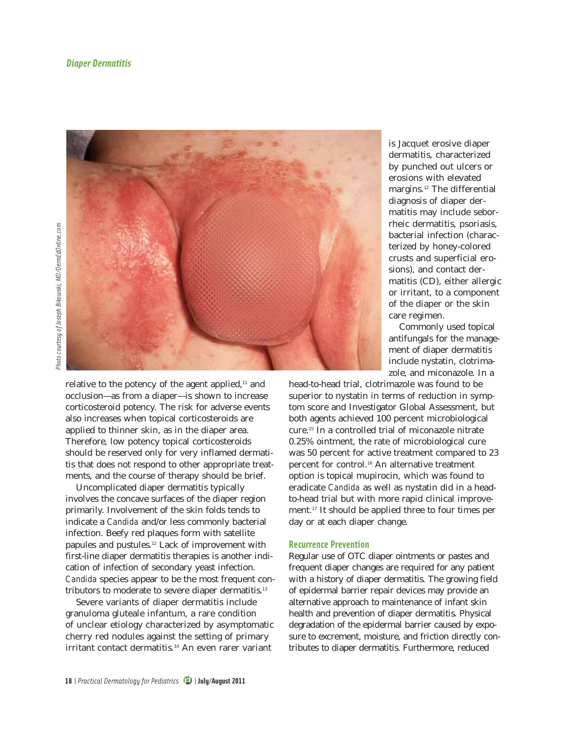relative to the potency of the agent applied,[11] and occlusion—as from a diaper—is shown to increase corticosteroid potency. The risk for adverse events also increases when topical corticosteroids are applied to thinner skin, as in the diaper area. Therefore, low potency topical corticosteroids should be reserved only for very inflamed dermatitis that does not respond to other appropriate treatments, and the course of therapy should be brief.

Uncomplicated diaper dermatitis typically involves the concave surfaces of the diaper region primarily. Involvement of the skin folds tends to indicate a *Candida* and/or less commonly bacterial infection. Beefy red plaques form with satellite papules and pustules.[12] Lack of improvement with first-line diaper dermatitis therapies is another indication of infection of secondary yeast infection. *Candida* species appear to be the most frequent contributors to moderate to severe diaper dermatitis.[13]

Severe variants of diaper dermatitis include granuloma gluteale infantum, a rare condition of unclear etiology characterized by asymptomatic cherry red nodules against the setting of primary irritant contact dermatitis.[14] An even rarer variant is Jacquet erosive diaper dermatitis, characterized by punched out ulcers or erosions with elevated margins.[12] The differential diagnosis of diaper dermatitis may include seborrheic dermatitis, psoriasis, bacterial infection (characterized by honey-colored crusts and superficial erosions), and contact dermatitis (CD), either allergic or irritant, to a component of the diaper or the skin care regimen.

Commonly used topical antifungals for the management of diaper dermatitis include nystatin, clotrimazole, and miconazole. In a head-to-head trial, clotrimazole was found to be superior to nystatin in terms of reduction in symptom score and Investigator Global Assessment, but both agents achieved 100 percent microbiological cure.[15] In a controlled trial of miconazole nitrate 0.25% ointment, the rate of microbiological cure was 50 percent for active treatment compared to 23 percent for control.[16] An alternative treatment option is topical mupirocin, which was found to eradicate *Candida* as well as nystatin did in a head-to-head trial but with more rapid clinical improvement.[17] It should be applied three to four times per day or at each diaper change.

## Recurrence Prevention

Regular use of OTC diaper ointments or pastes and frequent diaper changes are required for any patient with a history of diaper dermatitis. The growing field of epidermal barrier repair devices may provide an alternative approach to maintenance of infant skin health and prevention of diaper dermatitis. Physical degradation of the epidermal barrier caused by exposure to excrement, moisture, and friction directly contributes to diaper dermatitis. Furthermore, reduced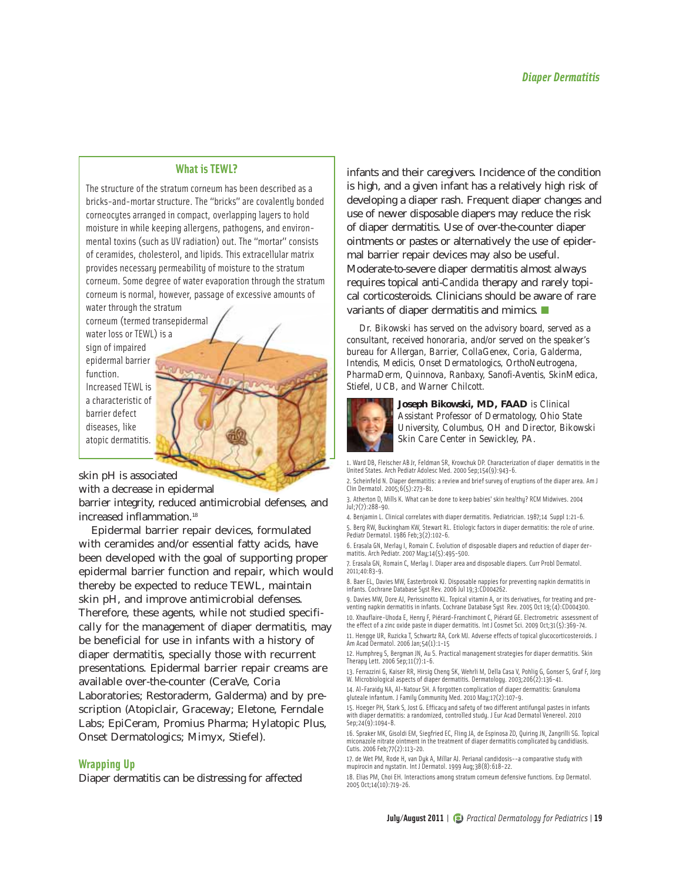### What is TEWL?

The structure of the stratum corneum has been described as a bricks-and-mortar structure. The "bricks" are covalently bonded corneocytes arranged in compact, overlapping layers to hold moisture in while keeping allergens, pathogens, and environmental toxins (such as UV radiation) out. The "mortar" consists of ceramides, cholesterol, and lipids. This extracellular matrix provides necessary permeability of moisture to the stratum corneum. Some degree of water evaporation through the stratum corneum is normal, however, passage of excessive amounts of water through the stratum corneum (termed transepidermal water loss or TEWL) is a sign of impaired epidermal barrier function. Increased TEWL is a characteristic of barrier defect diseases, like atopic dermatitis.

skin pH is associated with a decrease in epidermal barrier integrity, reduced antimicrobial defenses, and increased inflammation.[18]

Epidermal barrier repair devices, formulated with ceramides and/or essential fatty acids, have been developed with the goal of supporting proper epidermal barrier function and repair, which would thereby be expected to reduce TEWL, maintain skin pH, and improve antimicrobial defenses. Therefore, these agents, while not studied specifically for the management of diaper dermatitis, may be beneficial for use in infants with a history of diaper dermatitis, specially those with recurrent presentations. Epidermal barrier repair creams are available over-the-counter (CeraVe, Coria Laboratories; Restoraderm, Galderma) and by prescription (Atopiclair, Graceway; Eletone, Ferndale Labs; EpiCeram, Promius Pharma; Hylatopic Plus, Onset Dermatologics; Mimyx, Stiefel).

## Wrapping Up

Diaper dermatitis can be distressing for affected infants and their caregivers. Incidence of the condition is high, and a given infant has a relatively high risk of developing a diaper rash. Frequent diaper changes and use of newer disposable diapers may reduce the risk of diaper dermatitis. Use of over-the-counter diaper ointments or pastes or alternatively the use of epidermal barrier repair devices may also be useful. Moderate-to-severe diaper dermatitis almost always requires topical anti-*Candida* therapy and rarely topical corticosteroids. Clinicians should be aware of rare variants of diaper dermatitis and mimics. ■

Dr. Bikowski has served on the advisory board, served as a consultant, received honoraria, and/or served on the speaker's bureau for Allergan, Barrier, CollaGenex, Coria, Galderma, Intendis, Medicis, Onset Dermatologics, OrthoNeutrogena, PharmaDerm, Quinnova, Ranbaxy, Sanofi-Aventis, SkinMedica, Stiefel, UCB, and Warner Chilcott.

**Joseph Bikowski, MD, FAAD** is Clinical Assistant Professor of Dermatology, Ohio State University, Columbus, OH and Director, Bikowski Skin Care Center in Sewickley, PA.

1. Ward DB, Fleischer AB Jr, Feldman SR, Krowchuk DP. Characterization of diaper dermatitis in the United States. Arch Pediatr Adolesc Med. 2000 Sep;154(9):943-6.
2. Scheinfeld N. Diaper dermatitis: a review and brief survey of eruptions of the diaper area. Am J Clin Dermatol. 2005;6(5):273-81.
3. Atherton D, Mills K. What can be done to keep babies' skin healthy? RCM Midwives. 2004 Jul;7(7):288-90.
4. Benjamin L. Clinical correlates with diaper dermatitis. Pediatrician. 1987;14 Suppl 1:21-6.
5. Berg RW, Buckingham KW, Stewart RL. Etiologic factors in diaper dermatitis: the role of urine. Pediatr Dermatol. 1986 Feb;3(2):102-6.
6. Erasala GN, Merlay I, Romain C. Evolution of disposable diapers and reduction of diaper dermatitis. Arch Pediatr. 2007 May;14(5):495-500.
7. Erasala GN, Romain C, Merlay I. Diaper area and disposable diapers. Curr Probl Dermatol. 2011;40:83-9.
8. Baer EL, Davies MW, Easterbrook KJ. Disposable nappies for preventing napkin dermatitis in infants. Cochrane Database Syst Rev. 2006 Jul 19;3:CD004262.
9. Davies MW, Dore AJ, Perissinotto KL. Topical vitamin A, or its derivatives, for treating and preventing napkin dermatitis in infants. Cochrane Database Syst Rev. 2005 Oct 19;(4):CD004300.
10. Xhauflaire-Uhoda E, Henry F, Piérard-Franchimont C, Piérard GE. Electrometric assessment of the effect of a zinc oxide paste in diaper dermatitis. Int J Cosmet Sci. 2009 Oct;31(5):369-74.
11. Hengge UR, Ruzicka T, Schwartz RA, Cork MJ. Adverse effects of topical glucocorticosteroids. J Am Acad Dermatol. 2006 Jan;54(1):1-15
12. Humphrey S, Bergman JN, Au S. Practical management strategies for diaper dermatitis. Skin Therapy Lett. 2006 Sep;11(7):1-6.
13. Ferrazzini G, Kaiser RR, Hirsig Cheng SK, Wehrli M, Della Casa V, Pohlig G, Gonser S, Graf F, Jörg W. Microbiological aspects of diaper dermatitis. Dermatology. 2003;206(2):136-41.
14. Al-Faraidy NA, Al-Natour SH. A forgotten complication of diaper dermatitis: Granuloma gluteale infantum. J Family Community Med. 2010 May;17(2):107-9.
15. Hoeger PH, Stark S, Jost G. Efficacy and safety of two different antifungal pastes in infants with diaper dermatitis: a randomized, controlled study. J Eur Acad Dermatol Venereol. 2010 Sep;24(9):1094-8.
16. Spraker MK, Gisoldi EM, Siegfried EC, Fling JA, de Espinosa ZD, Quiring JN, Zangrilli SG. Topical miconazole nitrate ointment in the treatment of diaper dermatitis complicated by candidiasis. Cutis. 2006 Feb;77(2):113-20.
17. de Wet PM, Rode H, van Dyk A, Millar AJ. Perianal candidosis--a comparative study with mupirocin and nystatin. Int J Dermatol. 1999 Aug;38(8):618-22.
18. Elias PM, Choi EH. Interactions among stratum corneum defensive functions. Exp Dermatol. 2005 Oct;14(10):719-26.